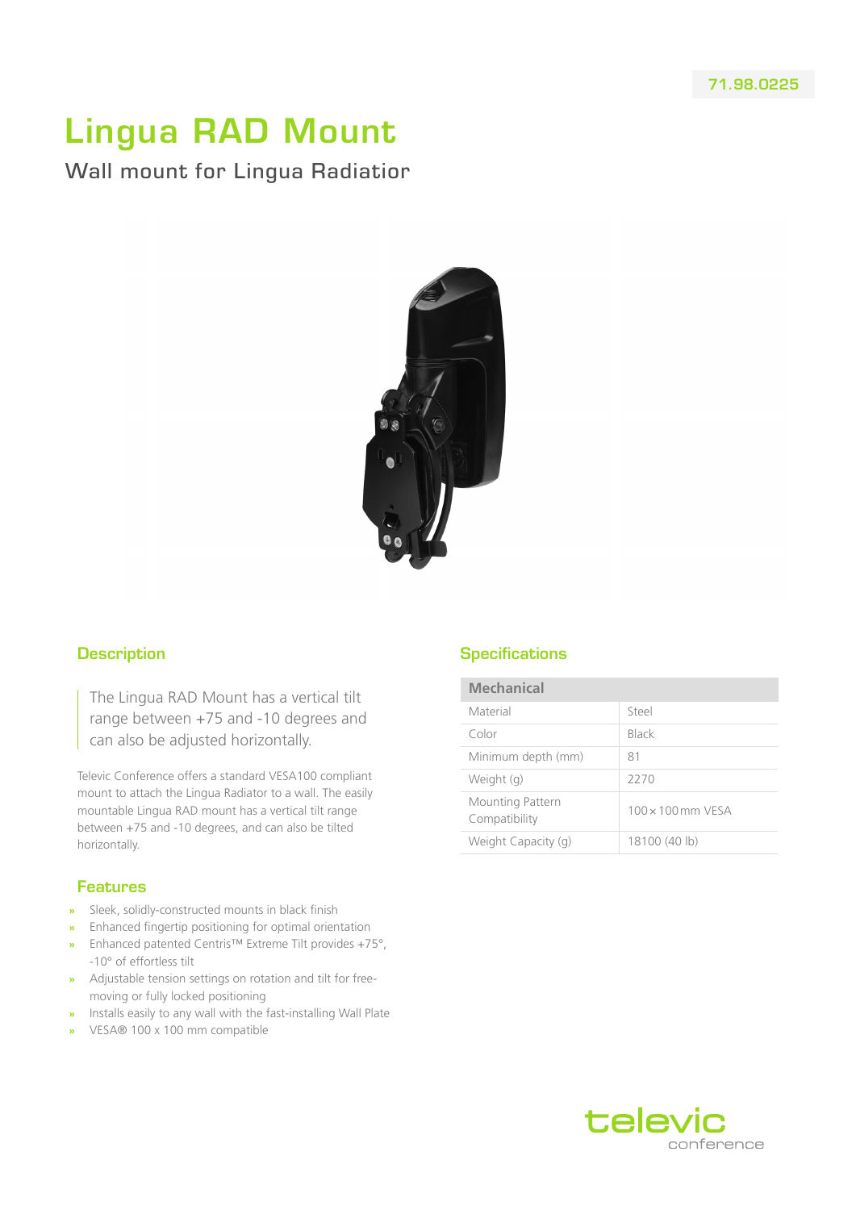71.98.0225

# Lingua RAD Mount

Wall mount for Lingua Radiatior

## Description

The Lingua RAD Mount has a vertical tilt range between +75 and -10 degrees and can also be adjusted horizontally.

Televic Conference offers a standard VESA100 compliant mount to attach the Lingua Radiator to a wall. The easily mountable Lingua RAD mount has a vertical tilt range between +75 and -10 degrees, and can also be tilted horizontally.

## Features

- Sleek, solidly-constructed mounts in black finish
- Enhanced fingertip positioning for optimal orientation
- Enhanced patented Centris™ Extreme Tilt provides +75°, -10° of effortless tilt
- Adjustable tension settings on rotation and tilt for free-moving or fully locked positioning
- Installs easily to any wall with the fast-installing Wall Plate
- VESA® 100 x 100 mm compatible

## Specifications

| Mechanical | |
|---|---|
| Material | Steel |
| Color | Black |
| Minimum depth (mm) | 81 |
| Weight (g) | 2270 |
| Mounting Pattern Compatibility | 100 × 100 mm VESA |
| Weight Capacity (g) | 18100 (40 lb) |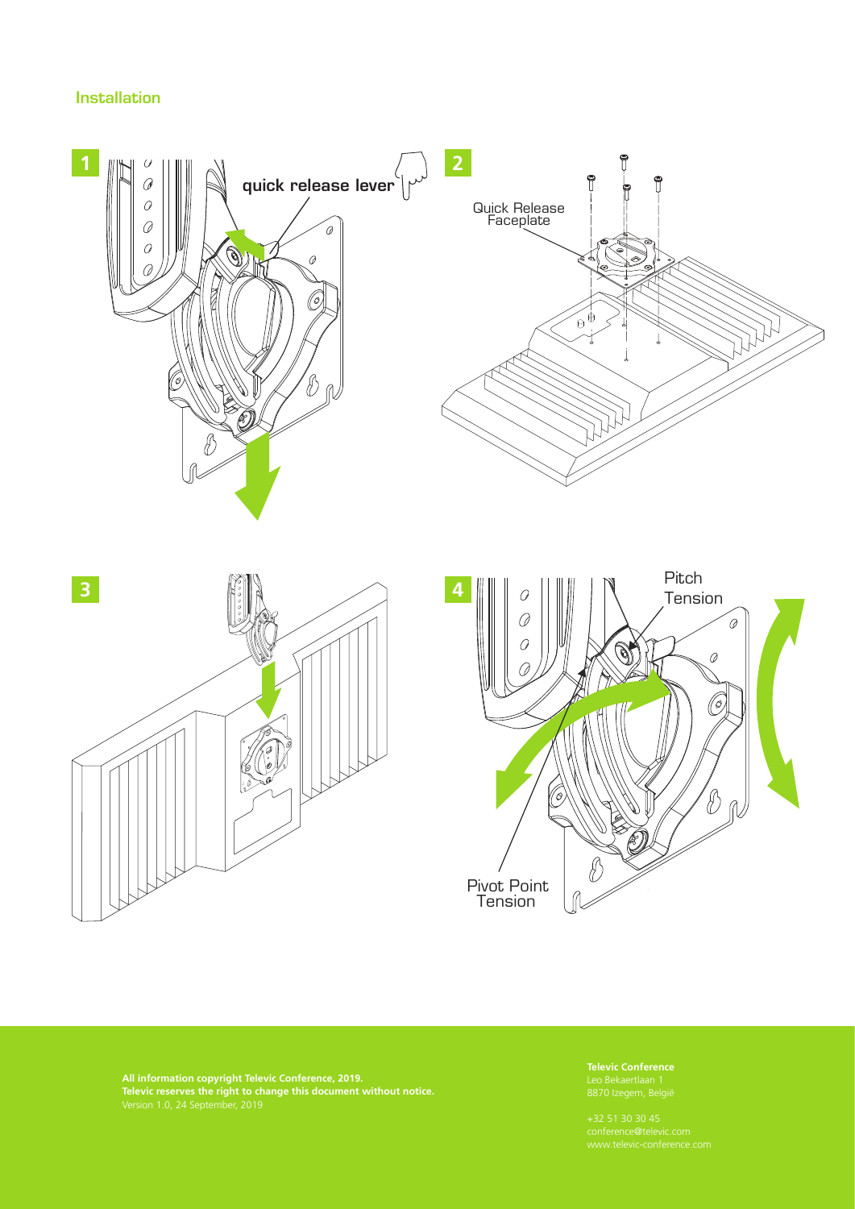## Installation

1

quick release lever

2

Quick Release Faceplate

3

4

Pitch Tension

Pivot Point Tension

**All information copyright Televic Conference, 2019.**
**Televic reserves the right to change this document without notice.**
Version 1.0, 24 September, 2019

**Televic Conference**
Leo Bekaertlaan 1
8870 Izegem, België

+32 51 30 30 45
conference@televic.com
www.televic-conference.com